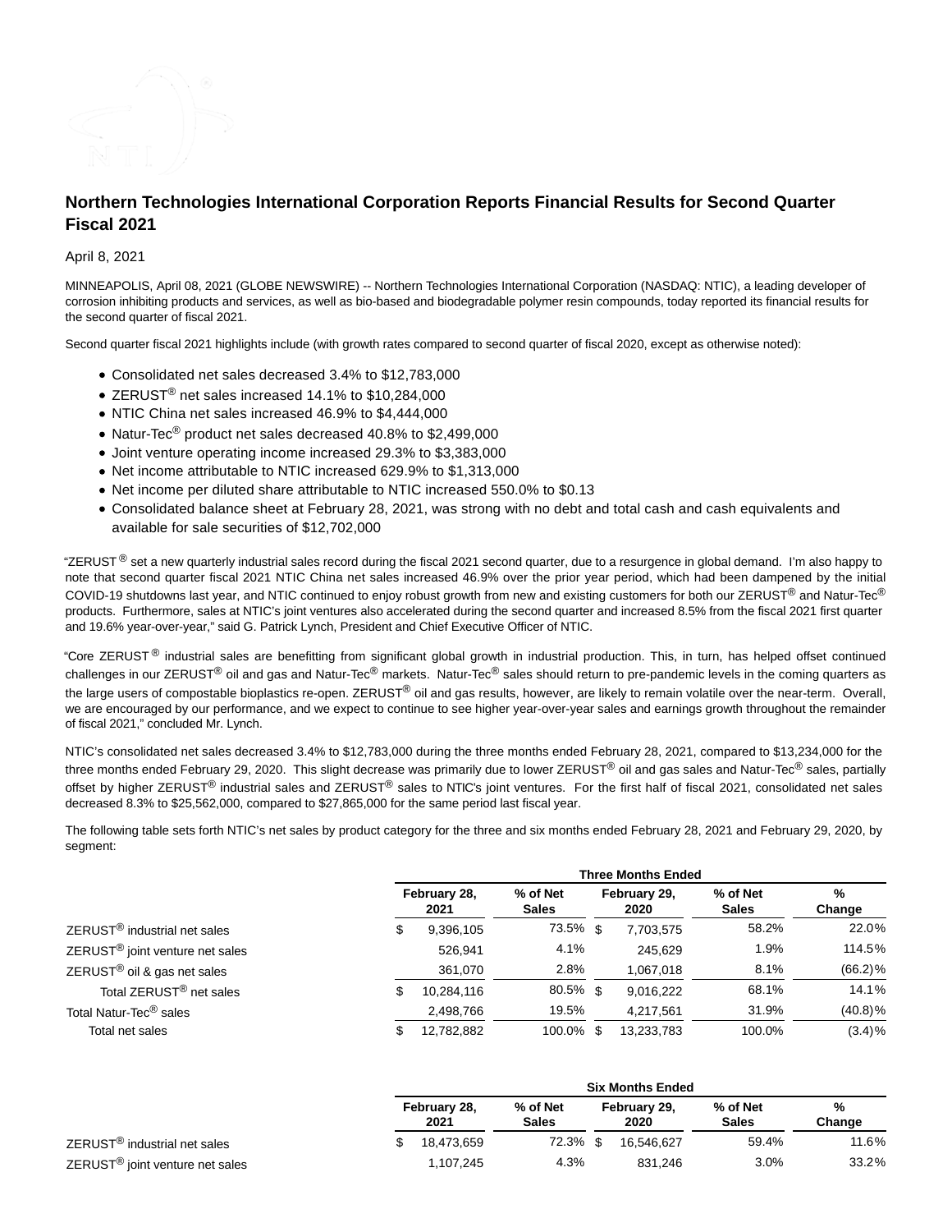# Northern Technologies International Corporation Reports Financial Results for Second Quarter Fiscal 2021

April 8, 2021

MINNEAPOLIS, April 08, 2021 (GLOBE NEWSWIRE) -- Northern Technologies International Corporation (NASDAQ: NTIC), a leading developer of corrosion inhibiting products and services, as well as bio-based and biodegradable polymer resin compounds, today reported its financial results for the second quarter of fiscal 2021.

Second quarter fiscal 2021 highlights include (with growth rates compared to second quarter of fiscal 2020, except as otherwise noted):

- Consolidated net sales decreased 3.4% to $12,783,000
- ZERUST® net sales increased 14.1% to $10,284,000
- NTIC China net sales increased 46.9% to $4,444,000
- Natur-Tec® product net sales decreased 40.8% to $2,499,000
- Joint venture operating income increased 29.3% to $3,383,000
- Net income attributable to NTIC increased 629.9% to $1,313,000
- Net income per diluted share attributable to NTIC increased 550.0% to $0.13
- Consolidated balance sheet at February 28, 2021, was strong with no debt and total cash and cash equivalents and available for sale securities of $12,702,000

"ZERUST® set a new quarterly industrial sales record during the fiscal 2021 second quarter, due to a resurgence in global demand. I'm also happy to note that second quarter fiscal 2021 NTIC China net sales increased 46.9% over the prior year period, which had been dampened by the initial COVID-19 shutdowns last year, and NTIC continued to enjoy robust growth from new and existing customers for both our ZERUST® and Natur-Tec® products. Furthermore, sales at NTIC's joint ventures also accelerated during the second quarter and increased 8.5% from the fiscal 2021 first quarter and 19.6% year-over-year," said G. Patrick Lynch, President and Chief Executive Officer of NTIC.

"Core ZERUST® industrial sales are benefitting from significant global growth in industrial production. This, in turn, has helped offset continued challenges in our ZERUST® oil and gas and Natur-Tec® markets. Natur-Tec® sales should return to pre-pandemic levels in the coming quarters as the large users of compostable bioplastics re-open. ZERUST® oil and gas results, however, are likely to remain volatile over the near-term. Overall, we are encouraged by our performance, and we expect to continue to see higher year-over-year sales and earnings growth throughout the remainder of fiscal 2021," concluded Mr. Lynch.

NTIC's consolidated net sales decreased 3.4% to $12,783,000 during the three months ended February 28, 2021, compared to $13,234,000 for the three months ended February 29, 2020. This slight decrease was primarily due to lower ZERUST® oil and gas sales and Natur-Tec® sales, partially offset by higher ZERUST® industrial sales and ZERUST® sales to NTIC's joint ventures. For the first half of fiscal 2021, consolidated net sales decreased 8.3% to $25,562,000, compared to $27,865,000 for the same period last fiscal year.

The following table sets forth NTIC's net sales by product category for the three and six months ended February 28, 2021 and February 29, 2020, by segment:

| | Three Months Ended | | | | |
|---|---|---|---|---|---|
| | February 28, 2021 | % of Net Sales | February 29, 2020 | % of Net Sales | % Change |
| ZERUST® industrial net sales | $ 9,396,105 | 73.5% | $ 7,703,575 | 58.2% | 22.0% |
| ZERUST® joint venture net sales | 526,941 | 4.1% | 245,629 | 1.9% | 114.5% |
| ZERUST® oil & gas net sales | 361,070 | 2.8% | 1,067,018 | 8.1% | (66.2)% |
| Total ZERUST® net sales | $ 10,284,116 | 80.5% | $ 9,016,222 | 68.1% | 14.1% |
| Total Natur-Tec® sales | 2,498,766 | 19.5% | 4,217,561 | 31.9% | (40.8)% |
| Total net sales | $ 12,782,882 | 100.0% | $ 13,233,783 | 100.0% | (3.4)% |

| | Six Months Ended | | | | |
|---|---|---|---|---|---|
| | February 28, 2021 | % of Net Sales | February 29, 2020 | % of Net Sales | % Change |
| ZERUST® industrial net sales | $ 18,473,659 | 72.3% | $ 16,546,627 | 59.4% | 11.6% |
| ZERUST® joint venture net sales | 1,107,245 | 4.3% | 831,246 | 3.0% | 33.2% |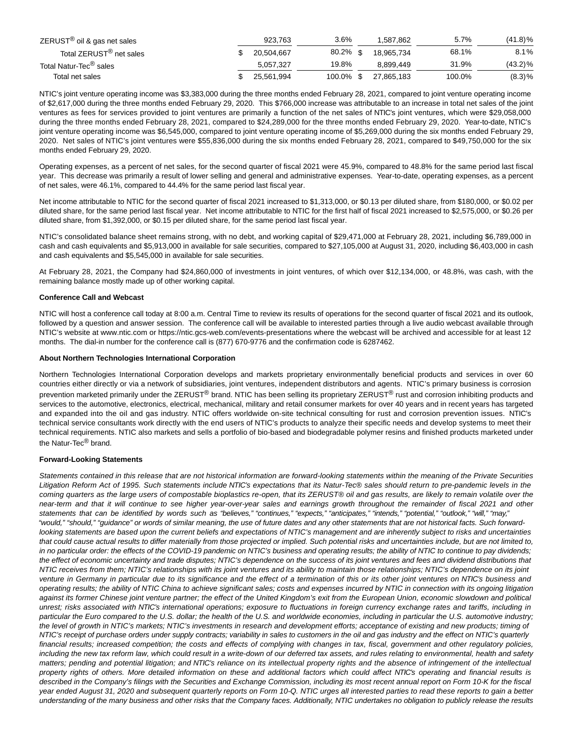| | | | | | |
|---|---|---|---|---|---|
| ZERUST® oil & gas net sales | 923,763 | 3.6% | 1,587,862 | 5.7% | (41.8)% |
| Total ZERUST® net sales | $ 20,504,667 | 80.2% | $ 18,965,734 | 68.1% | 8.1% |
| Total Natur-Tec® sales | 5,057,327 | 19.8% | 8,899,449 | 31.9% | (43.2)% |
| Total net sales | $ 25,561,994 | 100.0% | $ 27,865,183 | 100.0% | (8.3)% |

NTIC's joint venture operating income was $3,383,000 during the three months ended February 28, 2021, compared to joint venture operating income of $2,617,000 during the three months ended February 29, 2020. This $766,000 increase was attributable to an increase in total net sales of the joint ventures as fees for services provided to joint ventures are primarily a function of the net sales of NTIC's joint ventures, which were $29,058,000 during the three months ended February 28, 2021, compared to $24,289,000 for the three months ended February 29, 2020. Year-to-date, NTIC's joint venture operating income was $6,545,000, compared to joint venture operating income of $5,269,000 during the six months ended February 29, 2020. Net sales of NTIC's joint ventures were $55,836,000 during the six months ended February 28, 2021, compared to $49,750,000 for the six months ended February 29, 2020.

Operating expenses, as a percent of net sales, for the second quarter of fiscal 2021 were 45.9%, compared to 48.8% for the same period last fiscal year. This decrease was primarily a result of lower selling and general and administrative expenses. Year-to-date, operating expenses, as a percent of net sales, were 46.1%, compared to 44.4% for the same period last fiscal year.

Net income attributable to NTIC for the second quarter of fiscal 2021 increased to $1,313,000, or $0.13 per diluted share, from $180,000, or $0.02 per diluted share, for the same period last fiscal year. Net income attributable to NTIC for the first half of fiscal 2021 increased to $2,575,000, or $0.26 per diluted share, from $1,392,000, or $0.15 per diluted share, for the same period last fiscal year.

NTIC's consolidated balance sheet remains strong, with no debt, and working capital of $29,471,000 at February 28, 2021, including $6,789,000 in cash and cash equivalents and $5,913,000 in available for sale securities, compared to $27,105,000 at August 31, 2020, including $6,403,000 in cash and cash equivalents and $5,545,000 in available for sale securities.

At February 28, 2021, the Company had $24,860,000 of investments in joint ventures, of which over $12,134,000, or 48.8%, was cash, with the remaining balance mostly made up of other working capital.

**Conference Call and Webcast**

NTIC will host a conference call today at 8:00 a.m. Central Time to review its results of operations for the second quarter of fiscal 2021 and its outlook, followed by a question and answer session. The conference call will be available to interested parties through a live audio webcast available through NTIC's website at www.ntic.com or https://ntic.gcs-web.com/events-presentations where the webcast will be archived and accessible for at least 12 months. The dial-in number for the conference call is (877) 670-9776 and the confirmation code is 6287462.

**About Northern Technologies International Corporation**

Northern Technologies International Corporation develops and markets proprietary environmentally beneficial products and services in over 60 countries either directly or via a network of subsidiaries, joint ventures, independent distributors and agents. NTIC's primary business is corrosion prevention marketed primarily under the ZERUST® brand. NTIC has been selling its proprietary ZERUST® rust and corrosion inhibiting products and services to the automotive, electronics, electrical, mechanical, military and retail consumer markets for over 40 years and in recent years has targeted and expanded into the oil and gas industry. NTIC offers worldwide on-site technical consulting for rust and corrosion prevention issues. NTIC's technical service consultants work directly with the end users of NTIC's products to analyze their specific needs and develop systems to meet their technical requirements. NTIC also markets and sells a portfolio of bio-based and biodegradable polymer resins and finished products marketed under the Natur-Tec® brand.

**Forward-Looking Statements**

*Statements contained in this release that are not historical information are forward-looking statements within the meaning of the Private Securities Litigation Reform Act of 1995. Such statements include NTIC's expectations that its Natur-Tec® sales should return to pre-pandemic levels in the coming quarters as the large users of compostable bioplastics re-open, that its ZERUST® oil and gas results, are likely to remain volatile over the near-term and that it will continue to see higher year-over-year sales and earnings growth throughout the remainder of fiscal 2021 and other statements that can be identified by words such as "believes," "continues," "expects," "anticipates," "intends," "potential," "outlook," "will," "may," "would," "should," "guidance" or words of similar meaning, the use of future dates and any other statements that are not historical facts. Such forward-looking statements are based upon the current beliefs and expectations of NTIC's management and are inherently subject to risks and uncertainties that could cause actual results to differ materially from those projected or implied. Such potential risks and uncertainties include, but are not limited to, in no particular order: the effects of the COVID-19 pandemic on NTIC's business and operating results; the ability of NTIC to continue to pay dividends; the effect of economic uncertainty and trade disputes; NTIC's dependence on the success of its joint ventures and fees and dividend distributions that NTIC receives from them; NTIC's relationships with its joint ventures and its ability to maintain those relationships; NTIC's dependence on its joint venture in Germany in particular due to its significance and the effect of a termination of this or its other joint ventures on NTIC's business and operating results; the ability of NTIC China to achieve significant sales; costs and expenses incurred by NTIC in connection with its ongoing litigation against its former Chinese joint venture partner; the effect of the United Kingdom's exit from the European Union, economic slowdown and political unrest; risks associated with NTIC's international operations; exposure to fluctuations in foreign currency exchange rates and tariffs, including in particular the Euro compared to the U.S. dollar; the health of the U.S. and worldwide economies, including in particular the U.S. automotive industry; the level of growth in NTIC's markets; NTIC's investments in research and development efforts; acceptance of existing and new products; timing of NTIC's receipt of purchase orders under supply contracts; variability in sales to customers in the oil and gas industry and the effect on NTIC's quarterly financial results; increased competition; the costs and effects of complying with changes in tax, fiscal, government and other regulatory policies, including the new tax reform law, which could result in a write-down of our deferred tax assets, and rules relating to environmental, health and safety matters; pending and potential litigation; and NTIC's reliance on its intellectual property rights and the absence of infringement of the intellectual property rights of others. More detailed information on these and additional factors which could affect NTIC's operating and financial results is described in the Company's filings with the Securities and Exchange Commission, including its most recent annual report on Form 10-K for the fiscal year ended August 31, 2020 and subsequent quarterly reports on Form 10-Q. NTIC urges all interested parties to read these reports to gain a better understanding of the many business and other risks that the Company faces. Additionally, NTIC undertakes no obligation to publicly release the results*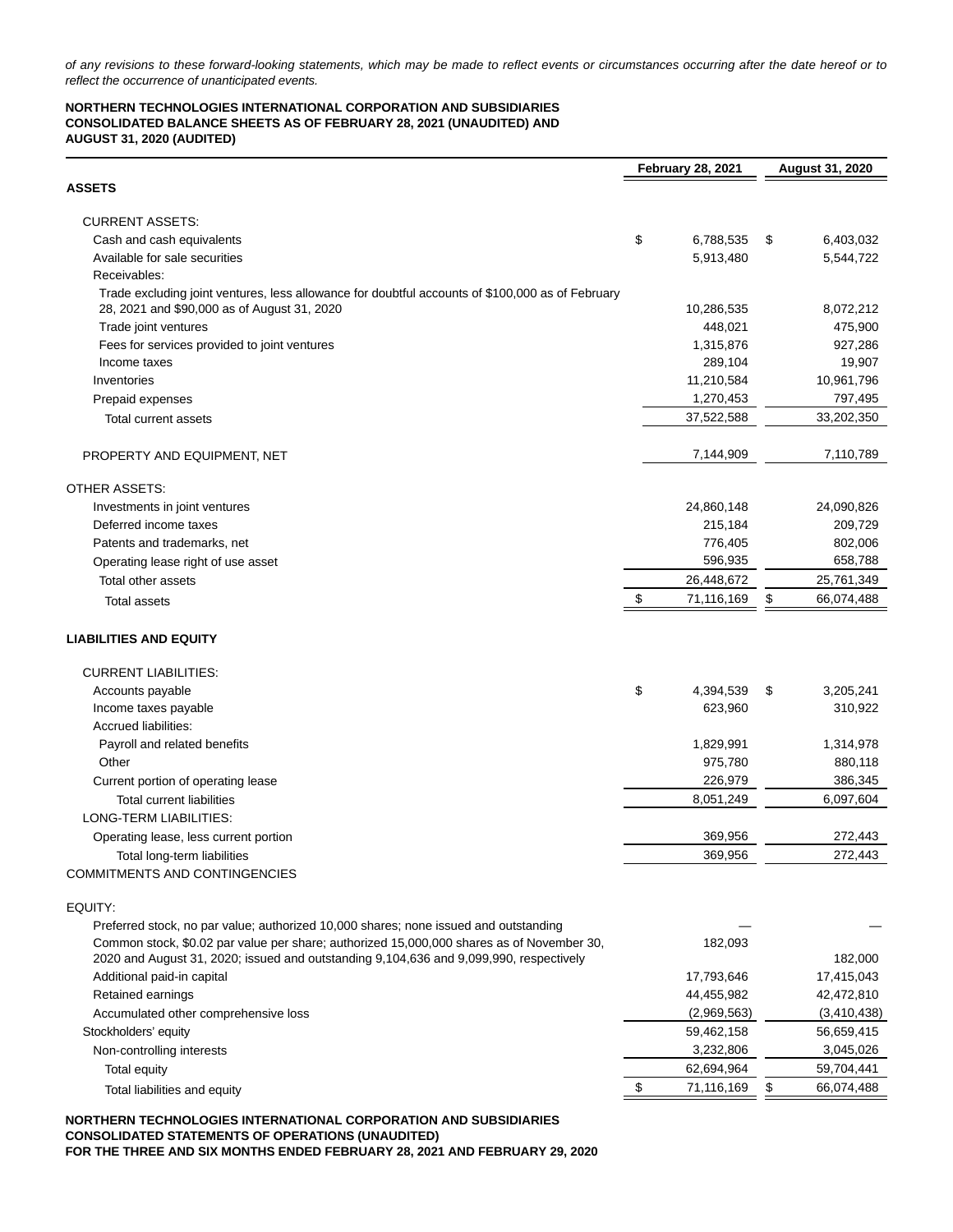*of any revisions to these forward-looking statements, which may be made to reflect events or circumstances occurring after the date hereof or to reflect the occurrence of unanticipated events.*

**NORTHERN TECHNOLOGIES INTERNATIONAL CORPORATION AND SUBSIDIARIES**
**CONSOLIDATED BALANCE SHEETS AS OF FEBRUARY 28, 2021 (UNAUDITED) AND AUGUST 31, 2020 (AUDITED)**

| | February 28, 2021 | August 31, 2020 |
|---|---|---|
| **ASSETS** | | |
| CURRENT ASSETS: | | |
| Cash and cash equivalents | $ 6,788,535 | $ 6,403,032 |
| Available for sale securities | 5,913,480 | 5,544,722 |
| Receivables: | | |
| Trade excluding joint ventures, less allowance for doubtful accounts of $100,000 as of February 28, 2021 and $90,000 as of August 31, 2020 | 10,286,535 | 8,072,212 |
| Trade joint ventures | 448,021 | 475,900 |
| Fees for services provided to joint ventures | 1,315,876 | 927,286 |
| Income taxes | 289,104 | 19,907 |
| Inventories | 11,210,584 | 10,961,796 |
| Prepaid expenses | 1,270,453 | 797,495 |
| Total current assets | 37,522,588 | 33,202,350 |
| PROPERTY AND EQUIPMENT, NET | 7,144,909 | 7,110,789 |
| OTHER ASSETS: | | |
| Investments in joint ventures | 24,860,148 | 24,090,826 |
| Deferred income taxes | 215,184 | 209,729 |
| Patents and trademarks, net | 776,405 | 802,006 |
| Operating lease right of use asset | 596,935 | 658,788 |
| Total other assets | 26,448,672 | 25,761,349 |
| Total assets | $ 71,116,169 | $ 66,074,488 |
| **LIABILITIES AND EQUITY** | | |
| CURRENT LIABILITIES: | | |
| Accounts payable | $ 4,394,539 | $ 3,205,241 |
| Income taxes payable | 623,960 | 310,922 |
| Accrued liabilities: | | |
| Payroll and related benefits | 1,829,991 | 1,314,978 |
| Other | 975,780 | 880,118 |
| Current portion of operating lease | 226,979 | 386,345 |
| Total current liabilities | 8,051,249 | 6,097,604 |
| LONG-TERM LIABILITIES: | | |
| Operating lease, less current portion | 369,956 | 272,443 |
| Total long-term liabilities | 369,956 | 272,443 |
| COMMITMENTS AND CONTINGENCIES | | |
| EQUITY: | | |
| Preferred stock, no par value; authorized 10,000 shares; none issued and outstanding | — | — |
| Common stock, $0.02 par value per share; authorized 15,000,000 shares as of November 30, 2020 and August 31, 2020; issued and outstanding 9,104,636 and 9,099,990, respectively | 182,093 | 182,000 |
| Additional paid-in capital | 17,793,646 | 17,415,043 |
| Retained earnings | 44,455,982 | 42,472,810 |
| Accumulated other comprehensive loss | (2,969,563) | (3,410,438) |
| Stockholders' equity | 59,462,158 | 56,659,415 |
| Non-controlling interests | 3,232,806 | 3,045,026 |
| Total equity | 62,694,964 | 59,704,441 |
| Total liabilities and equity | $ 71,116,169 | $ 66,074,488 |

**NORTHERN TECHNOLOGIES INTERNATIONAL CORPORATION AND SUBSIDIARIES**
**CONSOLIDATED STATEMENTS OF OPERATIONS (UNAUDITED)**
**FOR THE THREE AND SIX MONTHS ENDED FEBRUARY 28, 2021 AND FEBRUARY 29, 2020**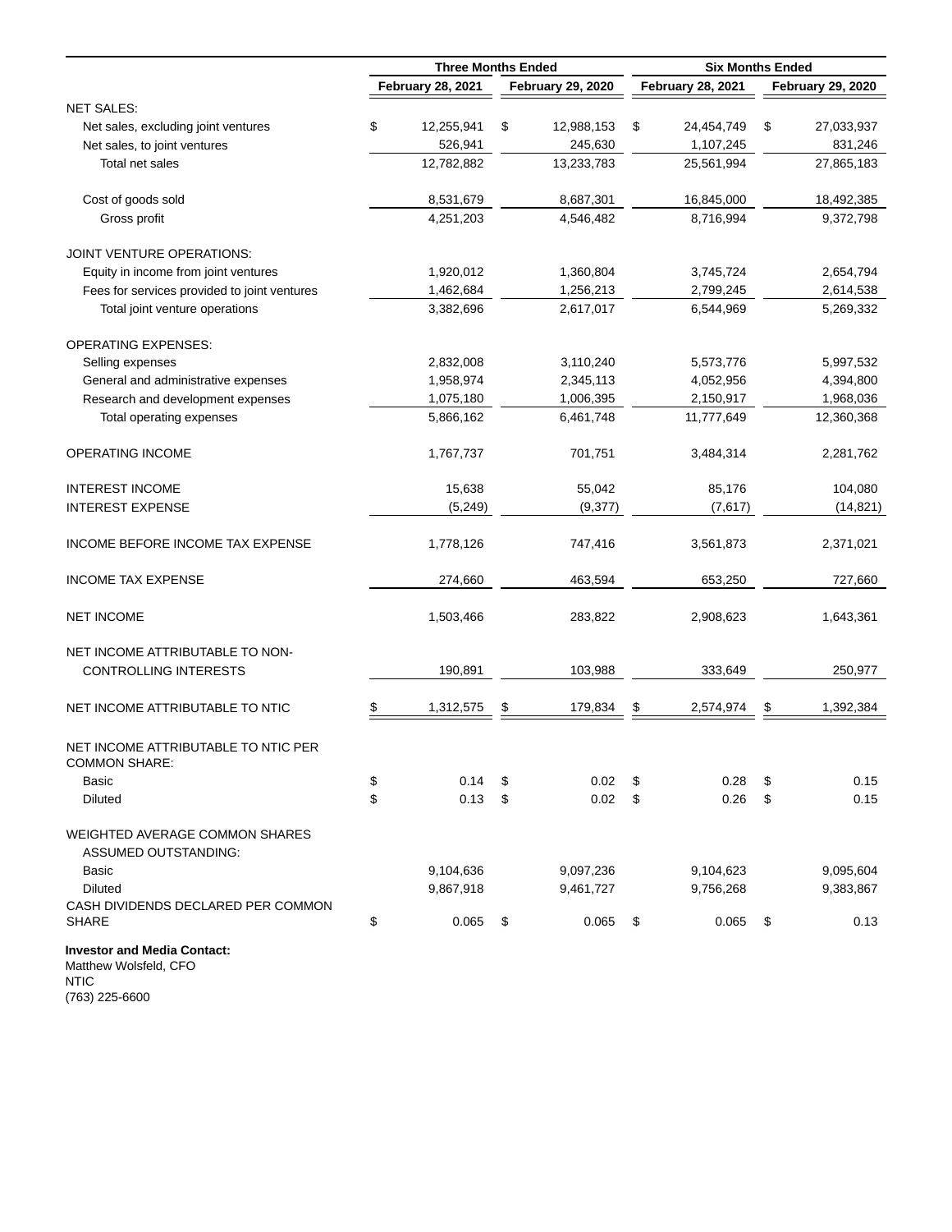| | Three Months Ended | | Six Months Ended | |
|---|---|---|---|---|
| | February 28, 2021 | February 29, 2020 | February 28, 2021 | February 29, 2020 |
| NET SALES: | | | | |
| Net sales, excluding joint ventures | $ 12,255,941 | $ 12,988,153 | $ 24,454,749 | $ 27,033,937 |
| Net sales, to joint ventures | 526,941 | 245,630 | 1,107,245 | 831,246 |
| Total net sales | 12,782,882 | 13,233,783 | 25,561,994 | 27,865,183 |
| Cost of goods sold | 8,531,679 | 8,687,301 | 16,845,000 | 18,492,385 |
| Gross profit | 4,251,203 | 4,546,482 | 8,716,994 | 9,372,798 |
| JOINT VENTURE OPERATIONS: | | | | |
| Equity in income from joint ventures | 1,920,012 | 1,360,804 | 3,745,724 | 2,654,794 |
| Fees for services provided to joint ventures | 1,462,684 | 1,256,213 | 2,799,245 | 2,614,538 |
| Total joint venture operations | 3,382,696 | 2,617,017 | 6,544,969 | 5,269,332 |
| OPERATING EXPENSES: | | | | |
| Selling expenses | 2,832,008 | 3,110,240 | 5,573,776 | 5,997,532 |
| General and administrative expenses | 1,958,974 | 2,345,113 | 4,052,956 | 4,394,800 |
| Research and development expenses | 1,075,180 | 1,006,395 | 2,150,917 | 1,968,036 |
| Total operating expenses | 5,866,162 | 6,461,748 | 11,777,649 | 12,360,368 |
| OPERATING INCOME | 1,767,737 | 701,751 | 3,484,314 | 2,281,762 |
| INTEREST INCOME | 15,638 | 55,042 | 85,176 | 104,080 |
| INTEREST EXPENSE | (5,249) | (9,377) | (7,617) | (14,821) |
| INCOME BEFORE INCOME TAX EXPENSE | 1,778,126 | 747,416 | 3,561,873 | 2,371,021 |
| INCOME TAX EXPENSE | 274,660 | 463,594 | 653,250 | 727,660 |
| NET INCOME | 1,503,466 | 283,822 | 2,908,623 | 1,643,361 |
| NET INCOME ATTRIBUTABLE TO NON-CONTROLLING INTERESTS | 190,891 | 103,988 | 333,649 | 250,977 |
| NET INCOME ATTRIBUTABLE TO NTIC | $ 1,312,575 | $ 179,834 | $ 2,574,974 | $ 1,392,384 |
| NET INCOME ATTRIBUTABLE TO NTIC PER COMMON SHARE: | | | | |
| Basic | $ 0.14 | $ 0.02 | $ 0.28 | $ 0.15 |
| Diluted | $ 0.13 | $ 0.02 | $ 0.26 | $ 0.15 |
| WEIGHTED AVERAGE COMMON SHARES ASSUMED OUTSTANDING: | | | | |
| Basic | 9,104,636 | 9,097,236 | 9,104,623 | 9,095,604 |
| Diluted | 9,867,918 | 9,461,727 | 9,756,268 | 9,383,867 |
| CASH DIVIDENDS DECLARED PER COMMON SHARE | $ 0.065 | $ 0.065 | $ 0.065 | $ 0.13 |

**Investor and Media Contact:**
Matthew Wolsfeld, CFO
NTIC
(763) 225-6600